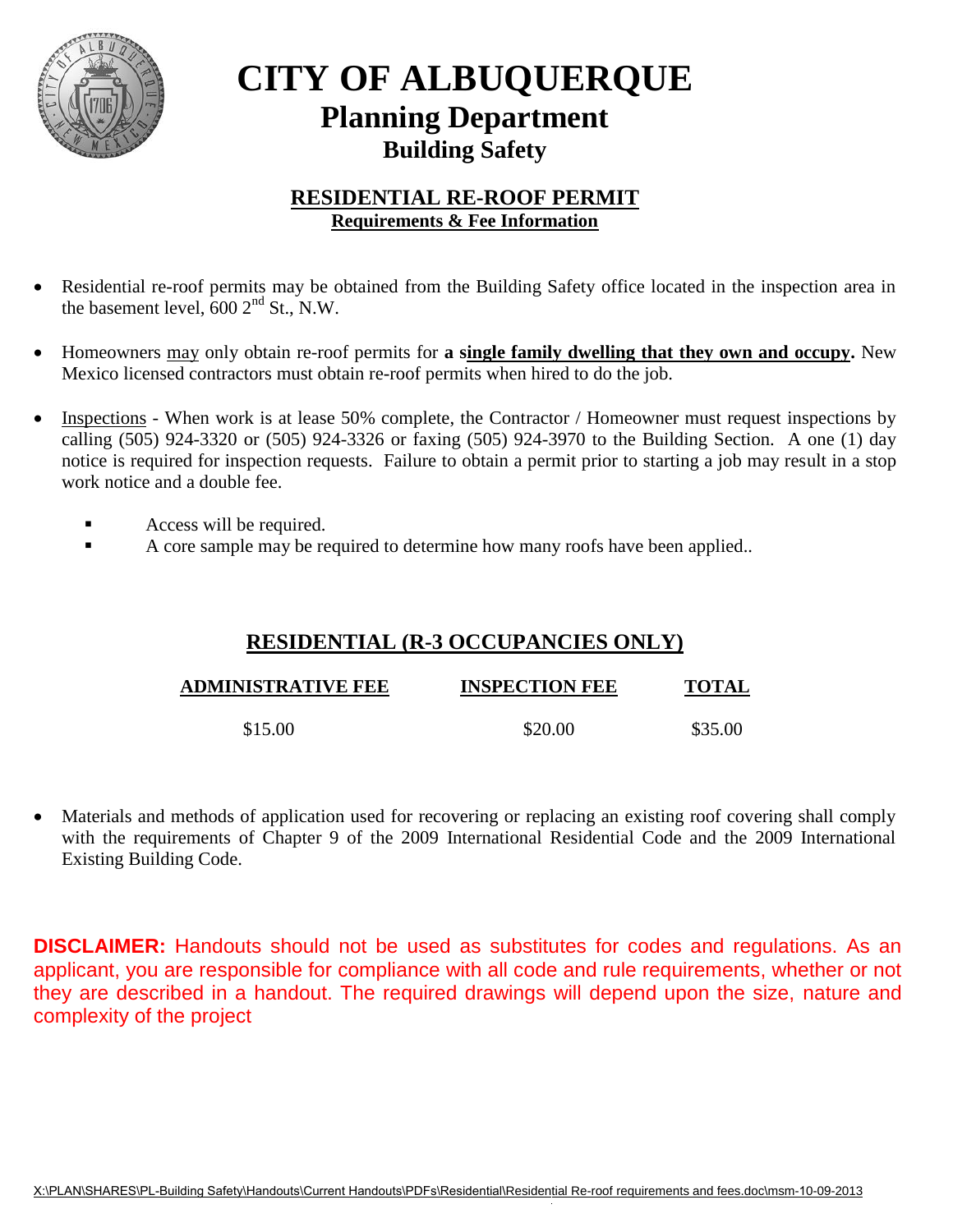# CITY OF ALBUQUERQUE

## Planning Department

### Building Safety

## RESIDENTIAL RE-ROOF PERMIT

**Requirements & Fee Information**

- Residential re-roof permits may be obtained from the Building Safety office located in the inspection area in the basement level, 600 2nd St., N.W.
- Homeowners may only obtain re-roof permits for **a single family dwelling that they own and occupy.** New Mexico licensed contractors must obtain re-roof permits when hired to do the job.
- Inspections - When work is at lease 50% complete, the Contractor / Homeowner must request inspections by calling (505) 924-3320 or (505) 924-3326 or faxing (505) 924-3970 to the Building Section. A one (1) day notice is required for inspection requests. Failure to obtain a permit prior to starting a job may result in a stop work notice and a double fee.
  - Access will be required.
  - A core sample may be required to determine how many roofs have been applied..

## RESIDENTIAL (R-3 OCCUPANCIES ONLY)

| ADMINISTRATIVE FEE | INSPECTION FEE | TOTAL |
|---|---|---|
| $15.00 | $20.00 | $35.00 |

- Materials and methods of application used for recovering or replacing an existing roof covering shall comply with the requirements of Chapter 9 of the 2009 International Residential Code and the 2009 International Existing Building Code.

**DISCLAIMER:** Handouts should not be used as substitutes for codes and regulations. As an applicant, you are responsible for compliance with all code and rule requirements, whether or not they are described in a handout. The required drawings will depend upon the size, nature and complexity of the project

X:\PLAN\SHARES\PL-Building Safety\Handouts\Current Handouts\PDFs\Residential\Residential Re-roof requirements and fees.doc\msm-10-09-2013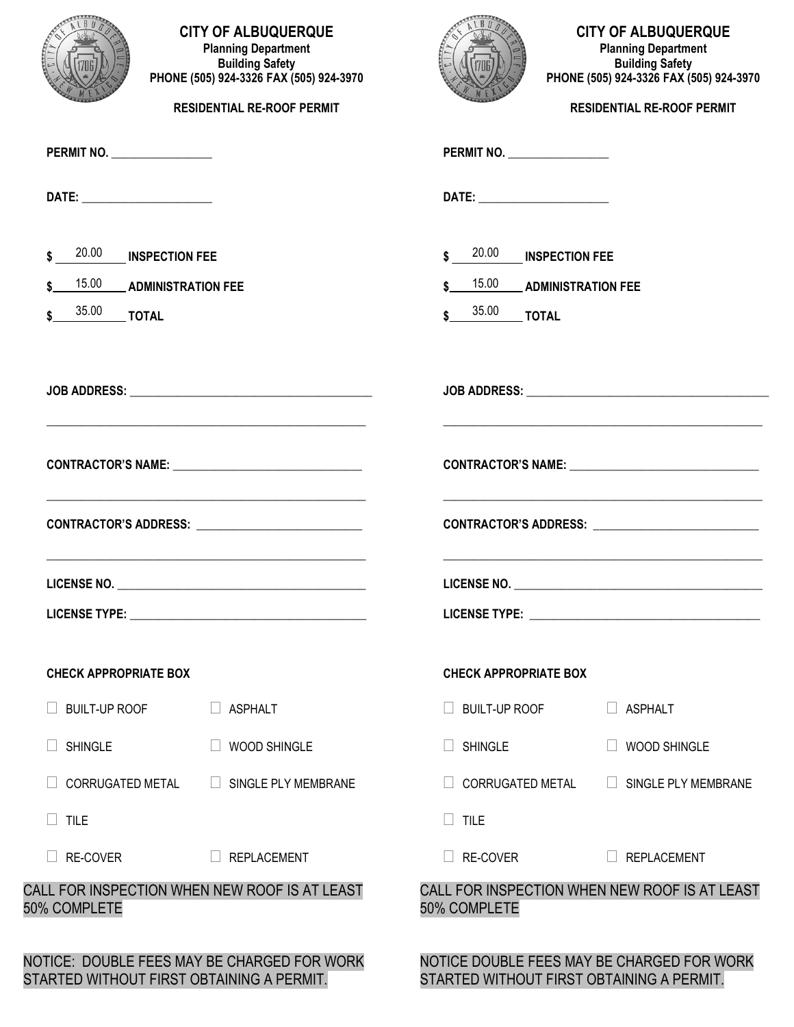**CITY OF ALBUQUERQUE**
**Planning Department**
**Building Safety**
**PHONE (505) 924-3326 FAX (505) 924-3970**

**RESIDENTIAL RE-ROOF PERMIT**

**PERMIT NO.** _________________

**DATE:** ______________________

**$** 20.00 **INSPECTION FEE**

**$** 15.00 **ADMINISTRATION FEE**

**$** 35.00 **TOTAL**

**JOB ADDRESS:** ________________________________________

________________________________________________________

**CONTRACTOR'S NAME:** ________________________________

________________________________________________________

**CONTRACTOR'S ADDRESS:** ____________________________

________________________________________________________

**LICENSE NO.** ___________________________________________

**LICENSE TYPE:** _________________________________________

**CHECK APPROPRIATE BOX**

- ☐ BUILT-UP ROOF
- ☐ ASPHALT
- ☐ SHINGLE
- ☐ WOOD SHINGLE
- ☐ CORRUGATED METAL
- ☐ SINGLE PLY MEMBRANE
- ☐ TILE
- ☐ RE-COVER
- ☐ REPLACEMENT

CALL FOR INSPECTION WHEN NEW ROOF IS AT LEAST 50% COMPLETE

NOTICE: DOUBLE FEES MAY BE CHARGED FOR WORK STARTED WITHOUT FIRST OBTAINING A PERMIT.

---

**CITY OF ALBUQUERQUE**
**Planning Department**
**Building Safety**
**PHONE (505) 924-3326 FAX (505) 924-3970**

**RESIDENTIAL RE-ROOF PERMIT**

**PERMIT NO.** _________________

**DATE:** ______________________

**$** 20.00 **INSPECTION FEE**

**$** 15.00 **ADMINISTRATION FEE**

**$** 35.00 **TOTAL**

**JOB ADDRESS:** ________________________________________

________________________________________________________

**CONTRACTOR'S NAME:** ________________________________

________________________________________________________

**CONTRACTOR'S ADDRESS:** ____________________________

________________________________________________________

**LICENSE NO.** ___________________________________________

**LICENSE TYPE:** _________________________________________

**CHECK APPROPRIATE BOX**

- ☐ BUILT-UP ROOF
- ☐ ASPHALT
- ☐ SHINGLE
- ☐ WOOD SHINGLE
- ☐ CORRUGATED METAL
- ☐ SINGLE PLY MEMBRANE
- ☐ TILE
- ☐ RE-COVER
- ☐ REPLACEMENT

CALL FOR INSPECTION WHEN NEW ROOF IS AT LEAST 50% COMPLETE

NOTICE DOUBLE FEES MAY BE CHARGED FOR WORK STARTED WITHOUT FIRST OBTAINING A PERMIT.